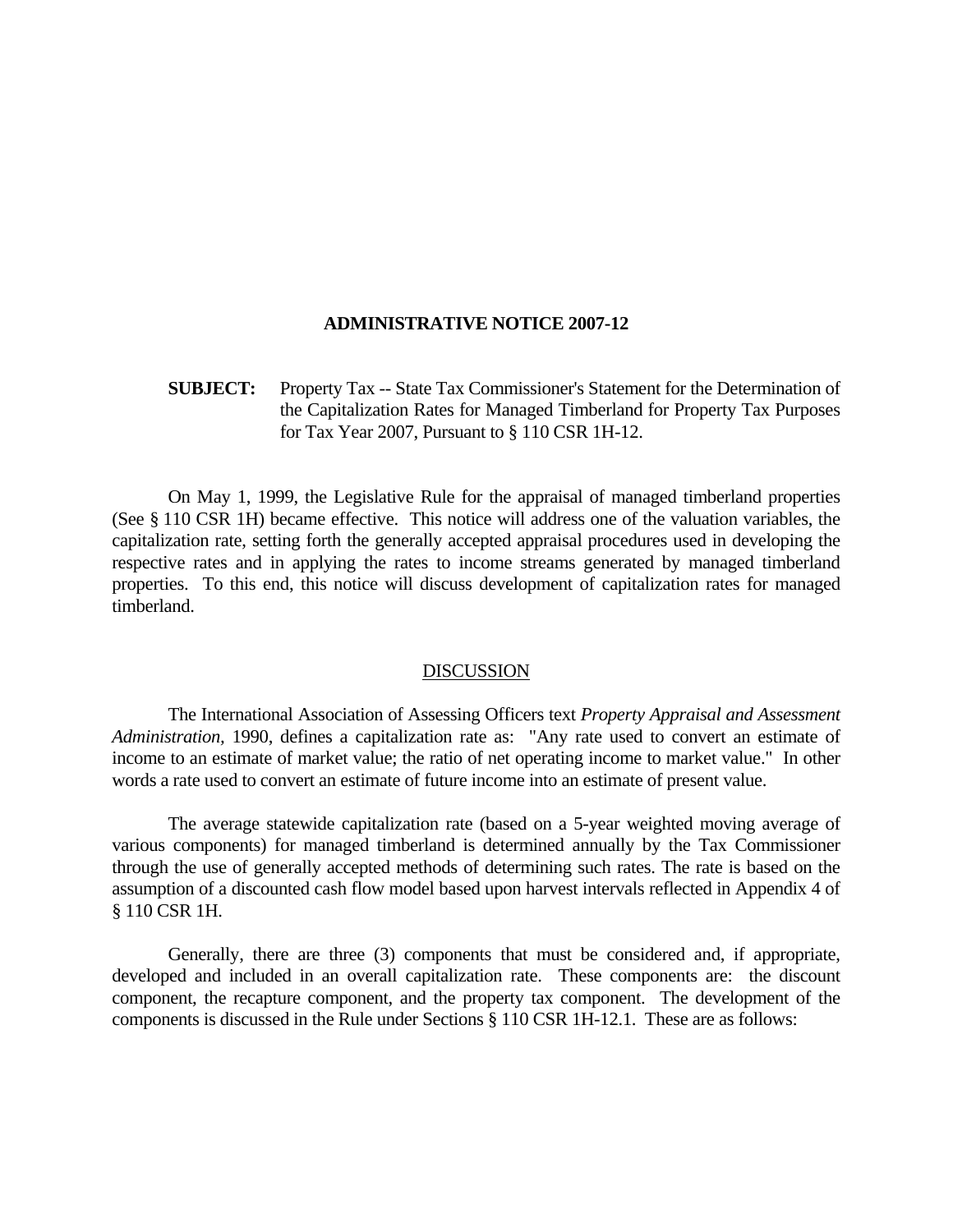# ADMINISTRATIVE NOTICE 2007-12

**SUBJECT:** Property Tax -- State Tax Commissioner's Statement for the Determination of the Capitalization Rates for Managed Timberland for Property Tax Purposes for Tax Year 2007, Pursuant to § 110 CSR 1H-12.

On May 1, 1999, the Legislative Rule for the appraisal of managed timberland properties (See § 110 CSR 1H) became effective. This notice will address one of the valuation variables, the capitalization rate, setting forth the generally accepted appraisal procedures used in developing the respective rates and in applying the rates to income streams generated by managed timberland properties. To this end, this notice will discuss development of capitalization rates for managed timberland.

## DISCUSSION

The International Association of Assessing Officers text *Property Appraisal and Assessment Administration,* 1990, defines a capitalization rate as: "Any rate used to convert an estimate of income to an estimate of market value; the ratio of net operating income to market value." In other words a rate used to convert an estimate of future income into an estimate of present value.

The average statewide capitalization rate (based on a 5-year weighted moving average of various components) for managed timberland is determined annually by the Tax Commissioner through the use of generally accepted methods of determining such rates. The rate is based on the assumption of a discounted cash flow model based upon harvest intervals reflected in Appendix 4 of § 110 CSR 1H.

Generally, there are three (3) components that must be considered and, if appropriate, developed and included in an overall capitalization rate. These components are: the discount component, the recapture component, and the property tax component. The development of the components is discussed in the Rule under Sections § 110 CSR 1H-12.1. These are as follows: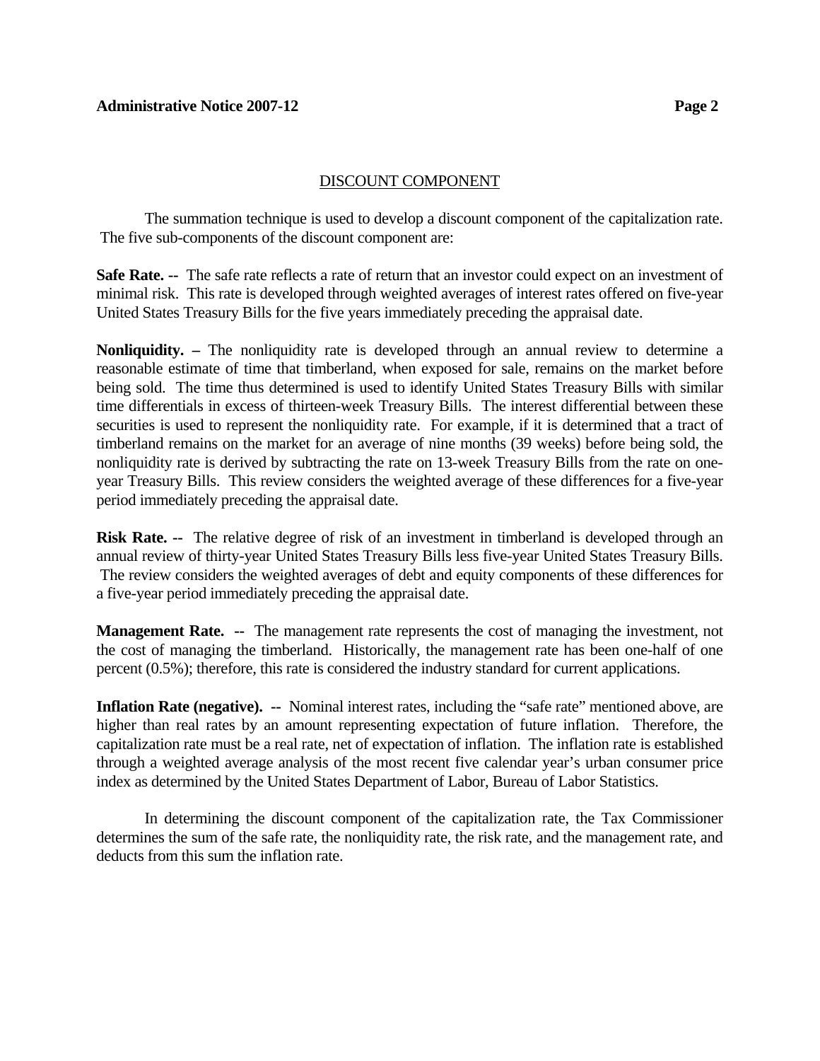## DISCOUNT COMPONENT

The summation technique is used to develop a discount component of the capitalization rate. The five sub-components of the discount component are:

**Safe Rate. --** The safe rate reflects a rate of return that an investor could expect on an investment of minimal risk. This rate is developed through weighted averages of interest rates offered on five-year United States Treasury Bills for the five years immediately preceding the appraisal date.

**Nonliquidity. –** The nonliquidity rate is developed through an annual review to determine a reasonable estimate of time that timberland, when exposed for sale, remains on the market before being sold. The time thus determined is used to identify United States Treasury Bills with similar time differentials in excess of thirteen-week Treasury Bills. The interest differential between these securities is used to represent the nonliquidity rate. For example, if it is determined that a tract of timberland remains on the market for an average of nine months (39 weeks) before being sold, the nonliquidity rate is derived by subtracting the rate on 13-week Treasury Bills from the rate on one-year Treasury Bills. This review considers the weighted average of these differences for a five-year period immediately preceding the appraisal date.

**Risk Rate. --** The relative degree of risk of an investment in timberland is developed through an annual review of thirty-year United States Treasury Bills less five-year United States Treasury Bills. The review considers the weighted averages of debt and equity components of these differences for a five-year period immediately preceding the appraisal date.

**Management Rate. --** The management rate represents the cost of managing the investment, not the cost of managing the timberland. Historically, the management rate has been one-half of one percent (0.5%); therefore, this rate is considered the industry standard for current applications.

**Inflation Rate (negative). --** Nominal interest rates, including the "safe rate" mentioned above, are higher than real rates by an amount representing expectation of future inflation. Therefore, the capitalization rate must be a real rate, net of expectation of inflation. The inflation rate is established through a weighted average analysis of the most recent five calendar year's urban consumer price index as determined by the United States Department of Labor, Bureau of Labor Statistics.

In determining the discount component of the capitalization rate, the Tax Commissioner determines the sum of the safe rate, the nonliquidity rate, the risk rate, and the management rate, and deducts from this sum the inflation rate.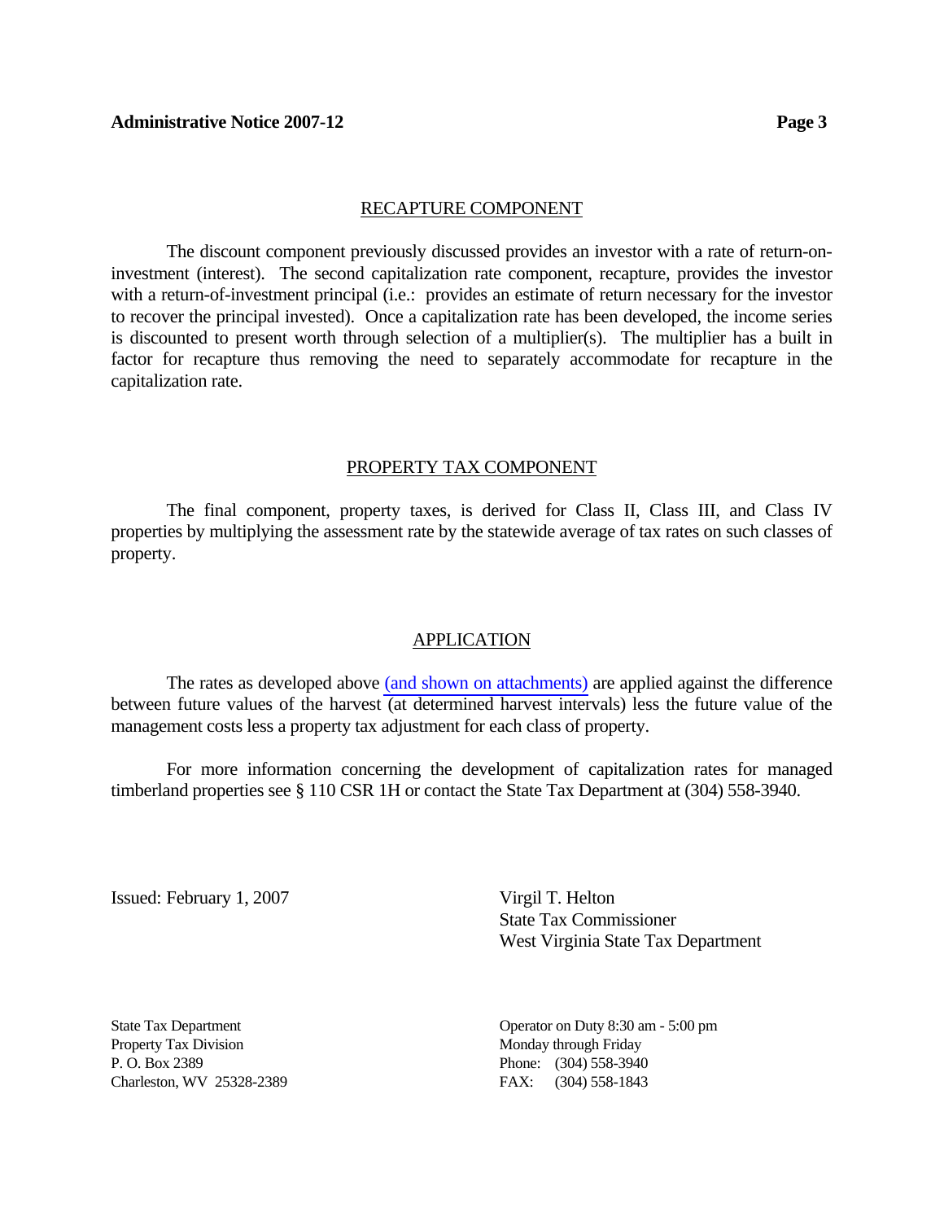## RECAPTURE COMPONENT

The discount component previously discussed provides an investor with a rate of return-on-investment (interest). The second capitalization rate component, recapture, provides the investor with a return-of-investment principal (i.e.: provides an estimate of return necessary for the investor to recover the principal invested). Once a capitalization rate has been developed, the income series is discounted to present worth through selection of a multiplier(s). The multiplier has a built in factor for recapture thus removing the need to separately accommodate for recapture in the capitalization rate.

## PROPERTY TAX COMPONENT

The final component, property taxes, is derived for Class II, Class III, and Class IV properties by multiplying the assessment rate by the statewide average of tax rates on such classes of property.

## APPLICATION

The rates as developed above (and shown on attachments) are applied against the difference between future values of the harvest (at determined harvest intervals) less the future value of the management costs less a property tax adjustment for each class of property.

For more information concerning the development of capitalization rates for managed timberland properties see § 110 CSR 1H or contact the State Tax Department at (304) 558-3940.

Issued: February 1, 2007

Virgil T. Helton
State Tax Commissioner
West Virginia State Tax Department

State Tax Department
Property Tax Division
P. O. Box 2389
Charleston, WV 25328-2389

Operator on Duty 8:30 am - 5:00 pm
Monday through Friday
Phone: (304) 558-3940
FAX: (304) 558-1843